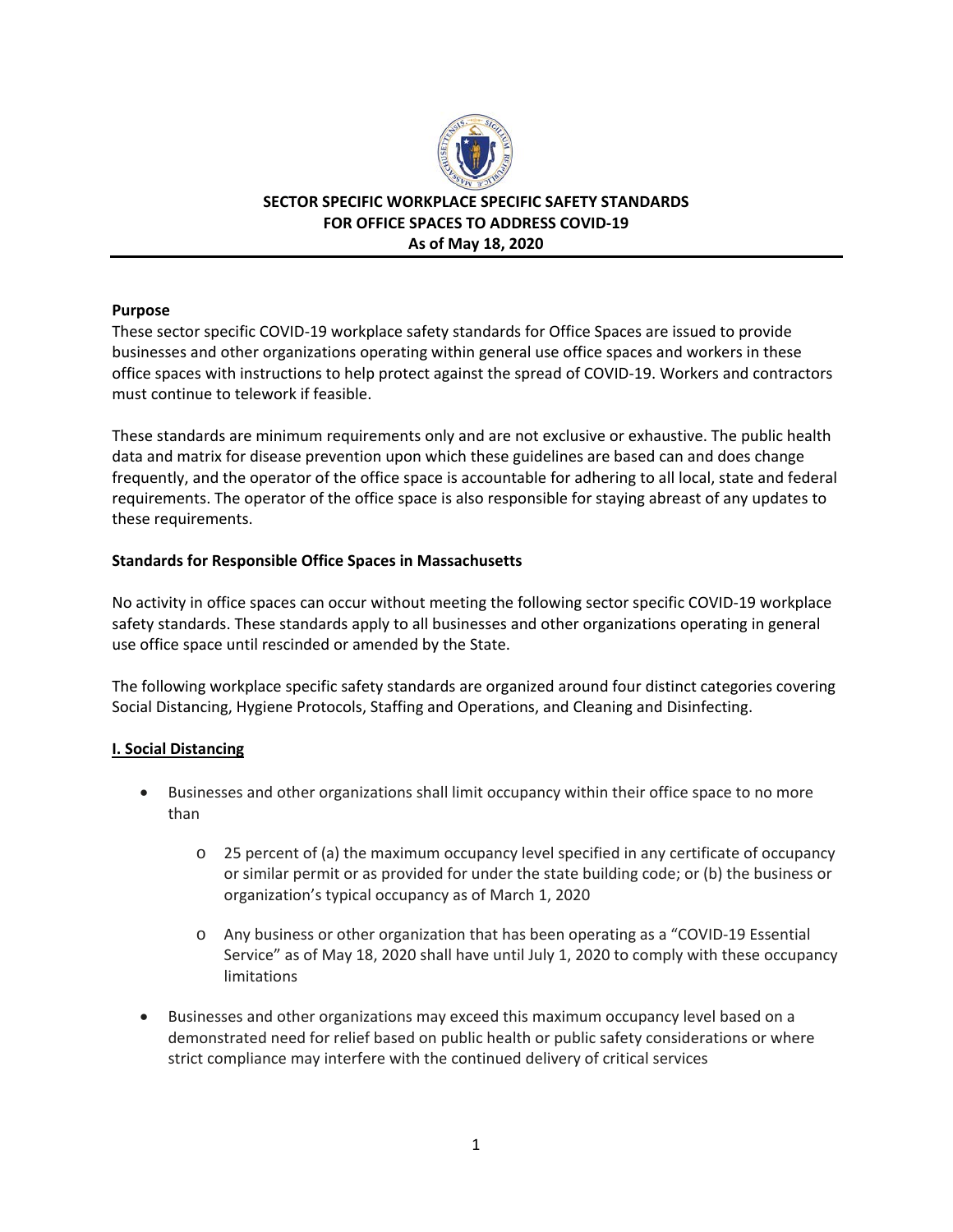# SECTOR SPECIFIC WORKPLACE SPECIFIC SAFETY STANDARDS FOR OFFICE SPACES TO ADDRESS COVID-19

**As of May 18, 2020**

## Purpose

These sector specific COVID-19 workplace safety standards for Office Spaces are issued to provide businesses and other organizations operating within general use office spaces and workers in these office spaces with instructions to help protect against the spread of COVID-19. Workers and contractors must continue to telework if feasible.

These standards are minimum requirements only and are not exclusive or exhaustive. The public health data and matrix for disease prevention upon which these guidelines are based can and does change frequently, and the operator of the office space is accountable for adhering to all local, state and federal requirements. The operator of the office space is also responsible for staying abreast of any updates to these requirements.

## Standards for Responsible Office Spaces in Massachusetts

No activity in office spaces can occur without meeting the following sector specific COVID-19 workplace safety standards. These standards apply to all businesses and other organizations operating in general use office space until rescinded or amended by the State.

The following workplace specific safety standards are organized around four distinct categories covering Social Distancing, Hygiene Protocols, Staffing and Operations, and Cleaning and Disinfecting.

## I. Social Distancing

- Businesses and other organizations shall limit occupancy within their office space to no more than
  - 25 percent of (a) the maximum occupancy level specified in any certificate of occupancy or similar permit or as provided for under the state building code; or (b) the business or organization's typical occupancy as of March 1, 2020
  - Any business or other organization that has been operating as a "COVID-19 Essential Service" as of May 18, 2020 shall have until July 1, 2020 to comply with these occupancy limitations
- Businesses and other organizations may exceed this maximum occupancy level based on a demonstrated need for relief based on public health or public safety considerations or where strict compliance may interfere with the continued delivery of critical services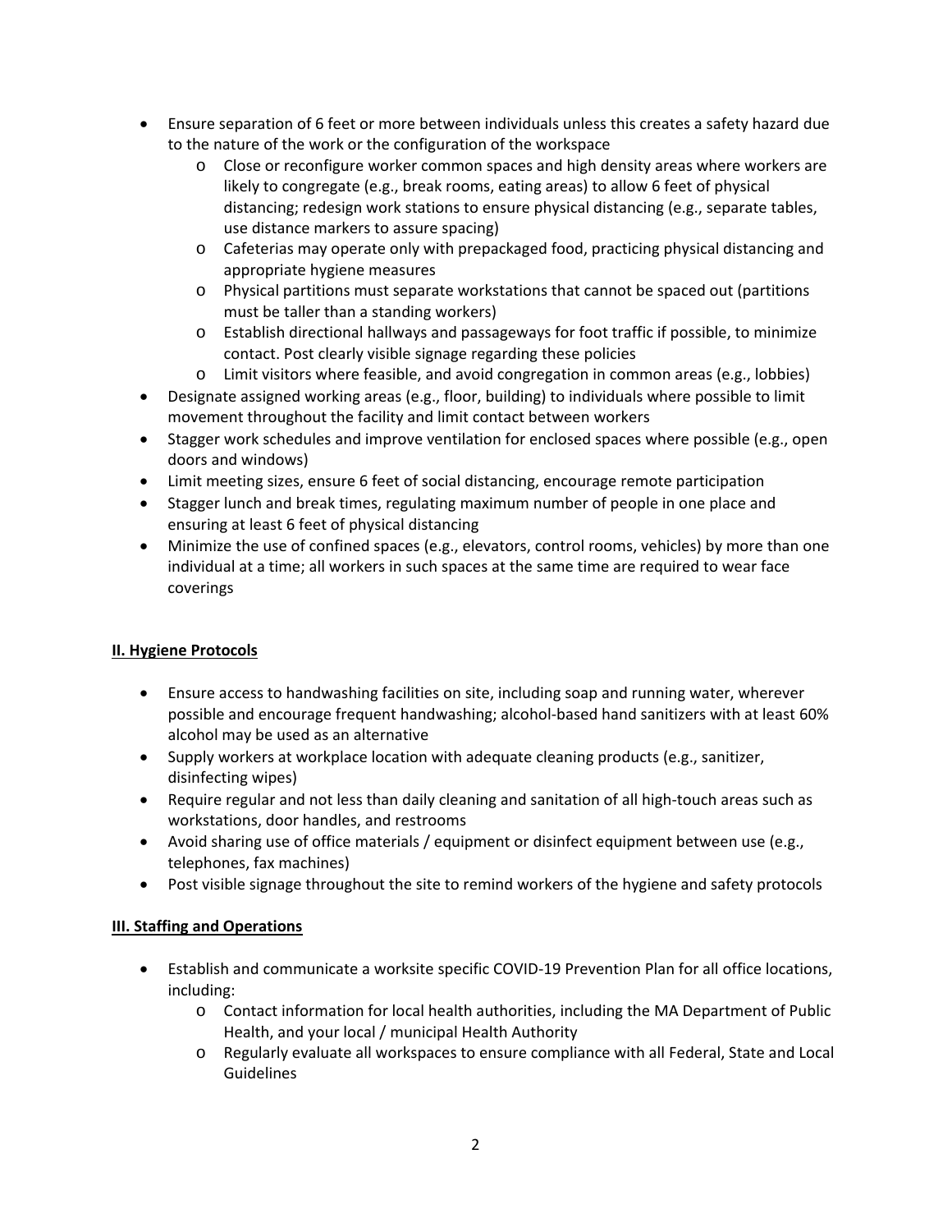- Ensure separation of 6 feet or more between individuals unless this creates a safety hazard due to the nature of the work or the configuration of the workspace
  - Close or reconfigure worker common spaces and high density areas where workers are likely to congregate (e.g., break rooms, eating areas) to allow 6 feet of physical distancing; redesign work stations to ensure physical distancing (e.g., separate tables, use distance markers to assure spacing)
  - Cafeterias may operate only with prepackaged food, practicing physical distancing and appropriate hygiene measures
  - Physical partitions must separate workstations that cannot be spaced out (partitions must be taller than a standing workers)
  - Establish directional hallways and passageways for foot traffic if possible, to minimize contact. Post clearly visible signage regarding these policies
  - Limit visitors where feasible, and avoid congregation in common areas (e.g., lobbies)
- Designate assigned working areas (e.g., floor, building) to individuals where possible to limit movement throughout the facility and limit contact between workers
- Stagger work schedules and improve ventilation for enclosed spaces where possible (e.g., open doors and windows)
- Limit meeting sizes, ensure 6 feet of social distancing, encourage remote participation
- Stagger lunch and break times, regulating maximum number of people in one place and ensuring at least 6 feet of physical distancing
- Minimize the use of confined spaces (e.g., elevators, control rooms, vehicles) by more than one individual at a time; all workers in such spaces at the same time are required to wear face coverings

## II. Hygiene Protocols

- Ensure access to handwashing facilities on site, including soap and running water, wherever possible and encourage frequent handwashing; alcohol-based hand sanitizers with at least 60% alcohol may be used as an alternative
- Supply workers at workplace location with adequate cleaning products (e.g., sanitizer, disinfecting wipes)
- Require regular and not less than daily cleaning and sanitation of all high-touch areas such as workstations, door handles, and restrooms
- Avoid sharing use of office materials / equipment or disinfect equipment between use (e.g., telephones, fax machines)
- Post visible signage throughout the site to remind workers of the hygiene and safety protocols

## III. Staffing and Operations

- Establish and communicate a worksite specific COVID-19 Prevention Plan for all office locations, including:
  - Contact information for local health authorities, including the MA Department of Public Health, and your local / municipal Health Authority
  - Regularly evaluate all workspaces to ensure compliance with all Federal, State and Local Guidelines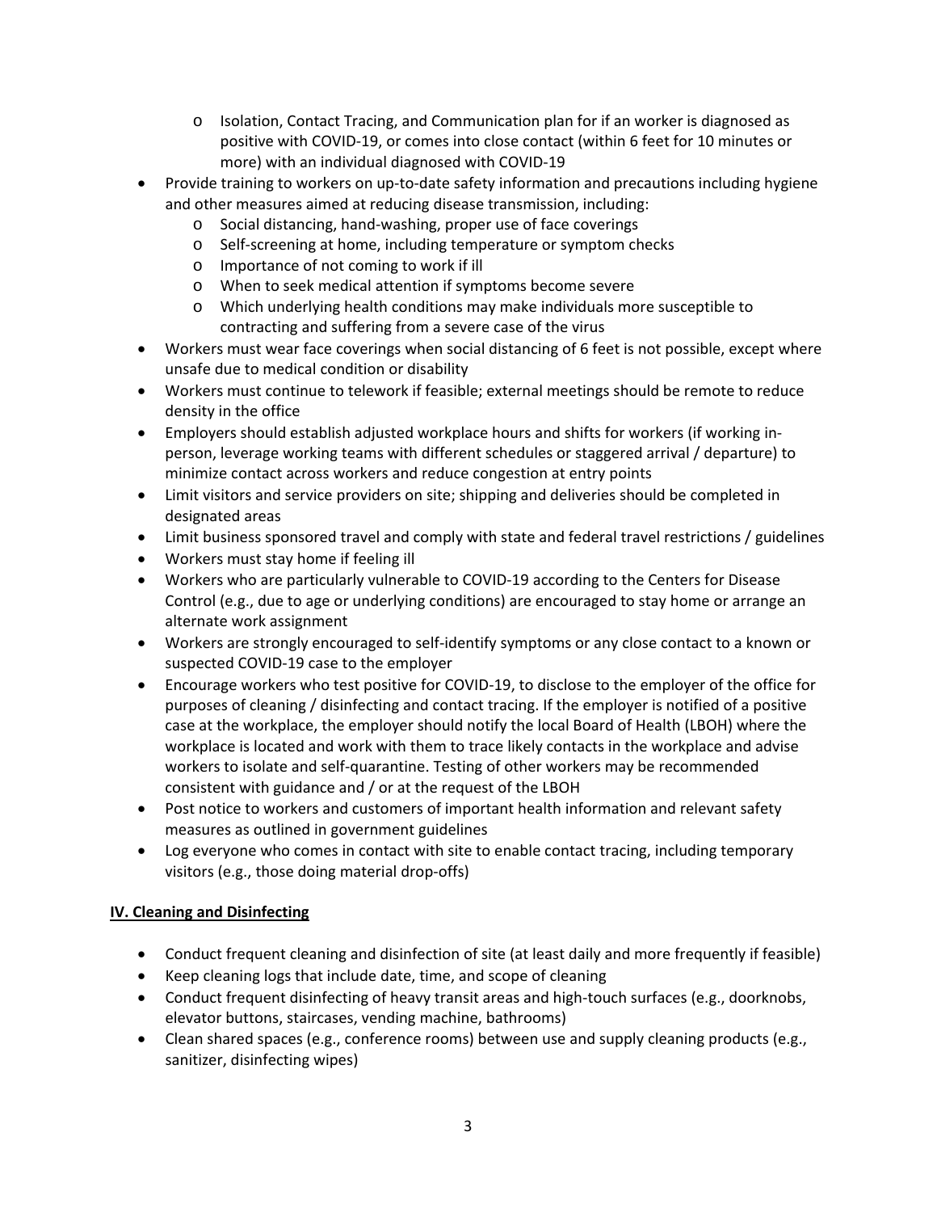- Isolation, Contact Tracing, and Communication plan for if an worker is diagnosed as positive with COVID-19, or comes into close contact (within 6 feet for 10 minutes or more) with an individual diagnosed with COVID-19
- Provide training to workers on up-to-date safety information and precautions including hygiene and other measures aimed at reducing disease transmission, including:
  - Social distancing, hand-washing, proper use of face coverings
  - Self-screening at home, including temperature or symptom checks
  - Importance of not coming to work if ill
  - When to seek medical attention if symptoms become severe
  - Which underlying health conditions may make individuals more susceptible to contracting and suffering from a severe case of the virus
- Workers must wear face coverings when social distancing of 6 feet is not possible, except where unsafe due to medical condition or disability
- Workers must continue to telework if feasible; external meetings should be remote to reduce density in the office
- Employers should establish adjusted workplace hours and shifts for workers (if working in-person, leverage working teams with different schedules or staggered arrival / departure) to minimize contact across workers and reduce congestion at entry points
- Limit visitors and service providers on site; shipping and deliveries should be completed in designated areas
- Limit business sponsored travel and comply with state and federal travel restrictions / guidelines
- Workers must stay home if feeling ill
- Workers who are particularly vulnerable to COVID-19 according to the Centers for Disease Control (e.g., due to age or underlying conditions) are encouraged to stay home or arrange an alternate work assignment
- Workers are strongly encouraged to self-identify symptoms or any close contact to a known or suspected COVID-19 case to the employer
- Encourage workers who test positive for COVID-19, to disclose to the employer of the office for purposes of cleaning / disinfecting and contact tracing. If the employer is notified of a positive case at the workplace, the employer should notify the local Board of Health (LBOH) where the workplace is located and work with them to trace likely contacts in the workplace and advise workers to isolate and self-quarantine. Testing of other workers may be recommended consistent with guidance and / or at the request of the LBOH
- Post notice to workers and customers of important health information and relevant safety measures as outlined in government guidelines
- Log everyone who comes in contact with site to enable contact tracing, including temporary visitors (e.g., those doing material drop-offs)

## IV. Cleaning and Disinfecting

- Conduct frequent cleaning and disinfection of site (at least daily and more frequently if feasible)
- Keep cleaning logs that include date, time, and scope of cleaning
- Conduct frequent disinfecting of heavy transit areas and high-touch surfaces (e.g., doorknobs, elevator buttons, staircases, vending machine, bathrooms)
- Clean shared spaces (e.g., conference rooms) between use and supply cleaning products (e.g., sanitizer, disinfecting wipes)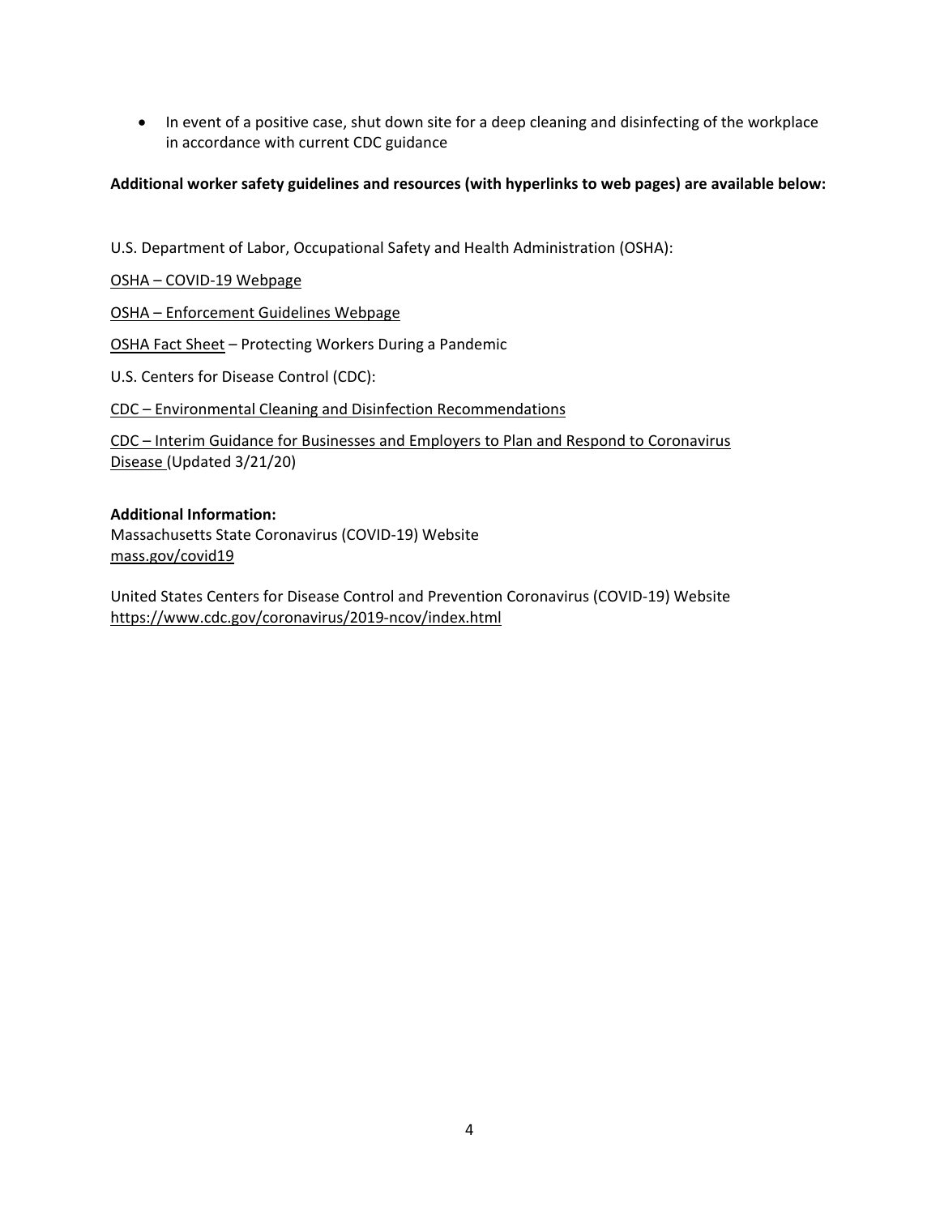- In event of a positive case, shut down site for a deep cleaning and disinfecting of the workplace in accordance with current CDC guidance

**Additional worker safety guidelines and resources (with hyperlinks to web pages) are available below:**

U.S. Department of Labor, Occupational Safety and Health Administration (OSHA):

OSHA – COVID-19 Webpage

OSHA – Enforcement Guidelines Webpage

OSHA Fact Sheet – Protecting Workers During a Pandemic

U.S. Centers for Disease Control (CDC):

CDC – Environmental Cleaning and Disinfection Recommendations

CDC – Interim Guidance for Businesses and Employers to Plan and Respond to Coronavirus Disease (Updated 3/21/20)

**Additional Information:**
Massachusetts State Coronavirus (COVID-19) Website
mass.gov/covid19

United States Centers for Disease Control and Prevention Coronavirus (COVID-19) Website
https://www.cdc.gov/coronavirus/2019-ncov/index.html